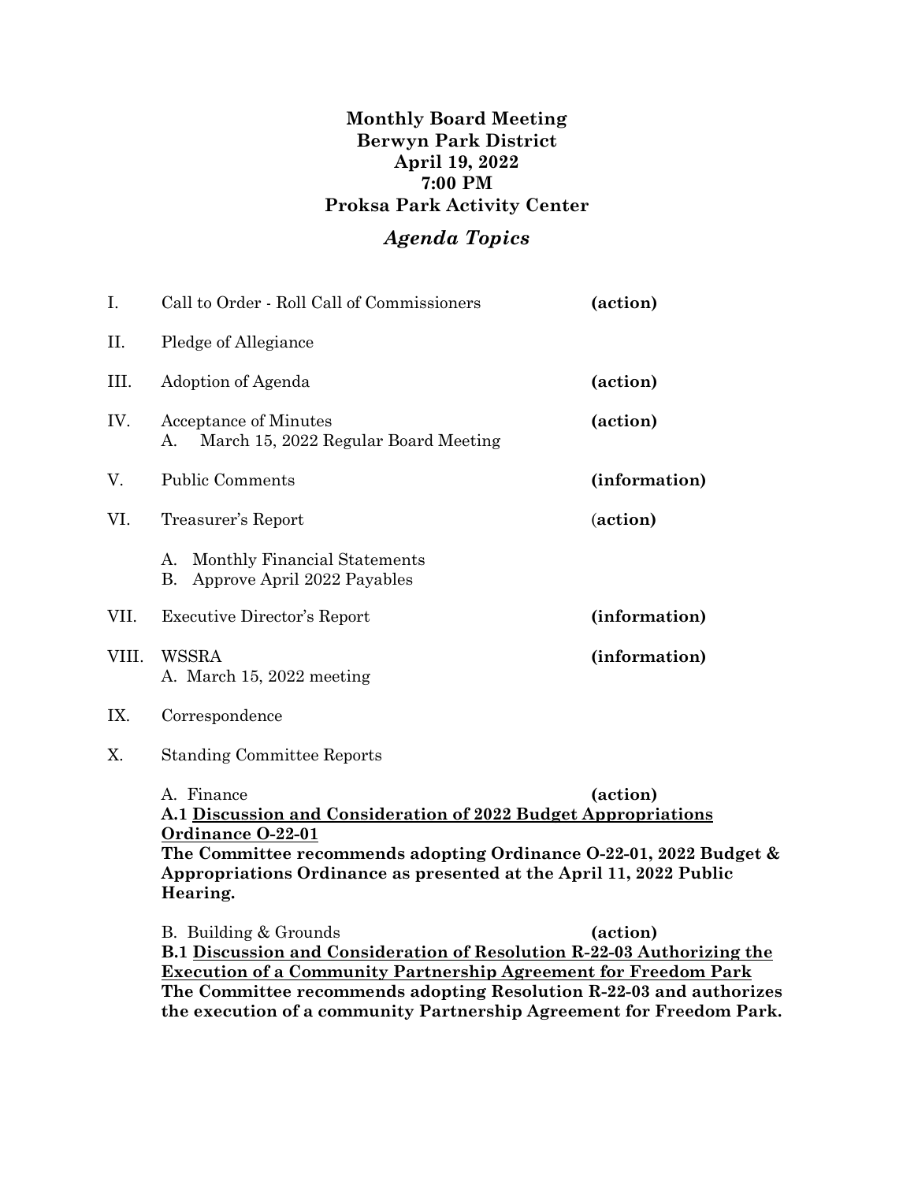**Monthly Board Meeting**
**Berwyn Park District**
**April 19, 2022**
**7:00 PM**
**Proksa Park Activity Center**

## *Agenda Topics*

I. Call to Order - Roll Call of Commissioners **(action)**

II. Pledge of Allegiance

III. Adoption of Agenda **(action)**

IV. Acceptance of Minutes **(action)**
   A. March 15, 2022 Regular Board Meeting

V. Public Comments **(information)**

VI. Treasurer's Report (**action)**

   A. Monthly Financial Statements
   B. Approve April 2022 Payables

VII. Executive Director's Report **(information)**

VIII. WSSRA **(information)**
   A. March 15, 2022 meeting

IX. Correspondence

X. Standing Committee Reports

   A. Finance **(action)**
   **A.1 <u>Discussion and Consideration of 2022 Budget Appropriations Ordinance O-22-01</u>**
   **The Committee recommends adopting Ordinance O-22-01, 2022 Budget & Appropriations Ordinance as presented at the April 11, 2022 Public Hearing.**

   B. Building & Grounds **(action)**
   **B.1 <u>Discussion and Consideration of Resolution R-22-03 Authorizing the Execution of a Community Partnership Agreement for Freedom Park</u>**
   **The Committee recommends adopting Resolution R-22-03 and authorizes the execution of a community Partnership Agreement for Freedom Park.**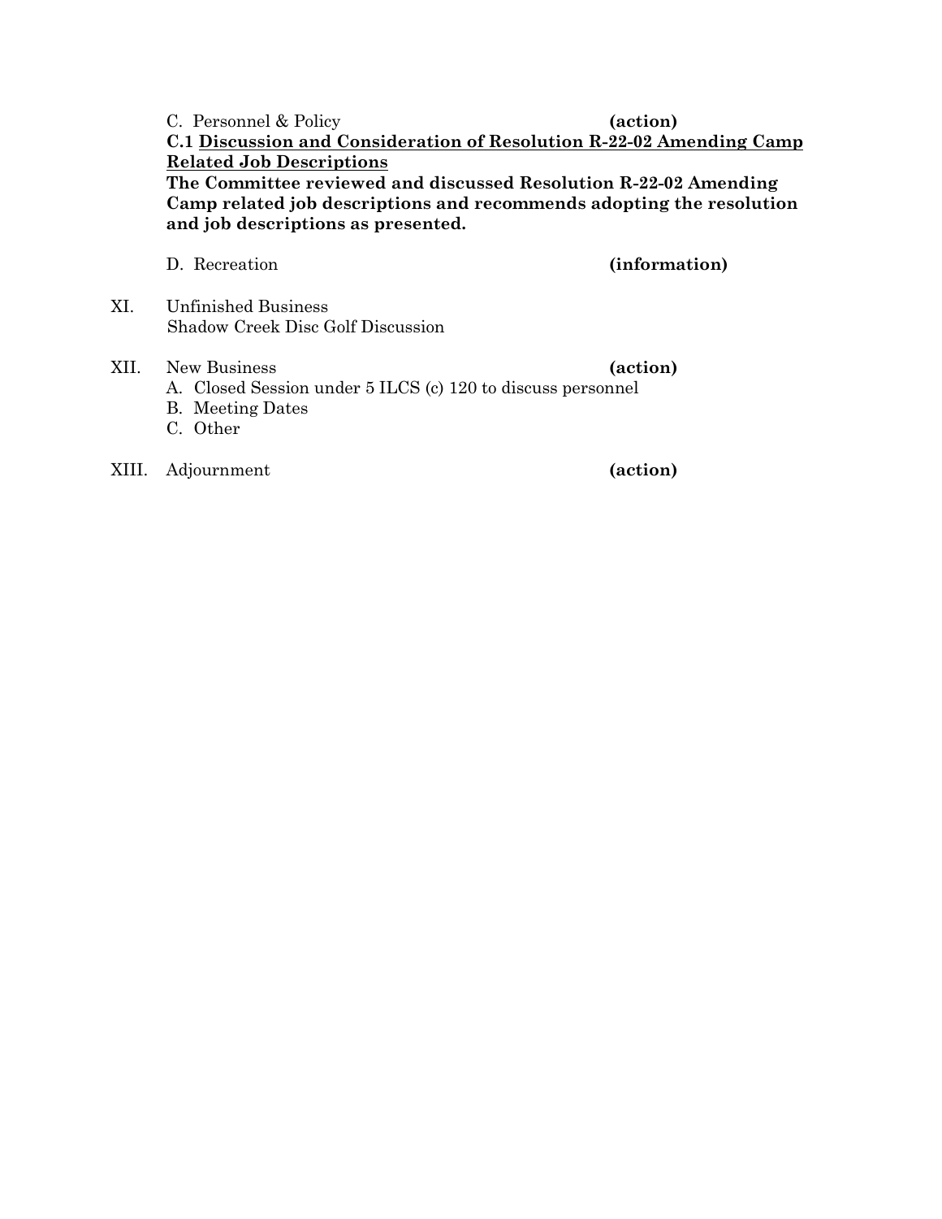C. Personnel & Policy **(action)**

**C.1 <u>Discussion and Consideration of Resolution R-22-02 Amending Camp Related Job Descriptions</u>**

**The Committee reviewed and discussed Resolution R-22-02 Amending Camp related job descriptions and recommends adopting the resolution and job descriptions as presented.**

D. Recreation **(information)**

XI. Unfinished Business
Shadow Creek Disc Golf Discussion

XII. New Business **(action)**
A. Closed Session under 5 ILCS (c) 120 to discuss personnel
B. Meeting Dates
C. Other

XIII. Adjournment **(action)**